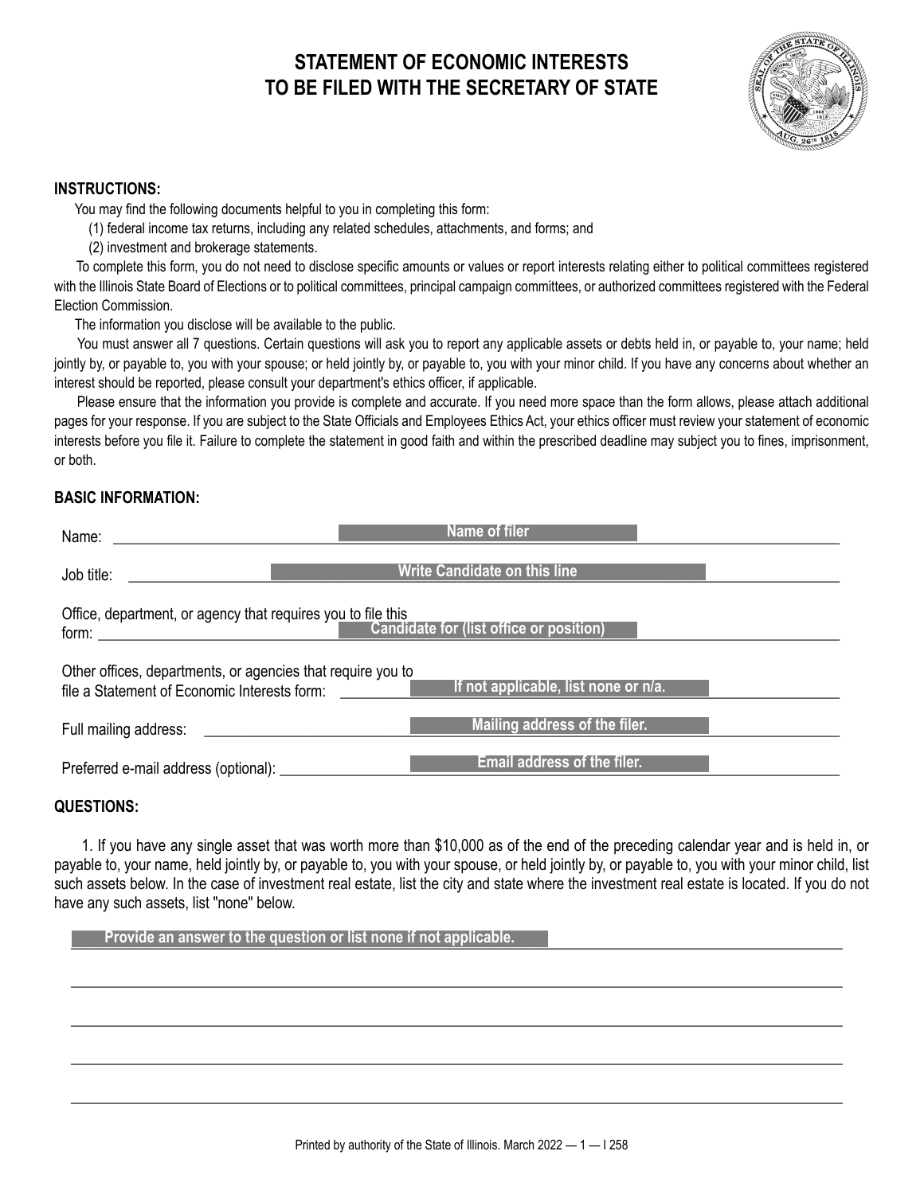# STATEMENT OF ECONOMIC INTERESTS TO BE FILED WITH THE SECRETARY OF STATE

**INSTRUCTIONS:**

You may find the following documents helpful to you in completing this form:

(1) federal income tax returns, including any related schedules, attachments, and forms; and

(2) investment and brokerage statements.

To complete this form, you do not need to disclose specific amounts or values or report interests relating either to political committees registered with the Illinois State Board of Elections or to political committees, principal campaign committees, or authorized committees registered with the Federal Election Commission.

The information you disclose will be available to the public.

You must answer all 7 questions. Certain questions will ask you to report any applicable assets or debts held in, or payable to, your name; held jointly by, or payable to, you with your spouse; or held jointly by, or payable to, you with your minor child. If you have any concerns about whether an interest should be reported, please consult your department's ethics officer, if applicable.

Please ensure that the information you provide is complete and accurate. If you need more space than the form allows, please attach additional pages for your response. If you are subject to the State Officials and Employees Ethics Act, your ethics officer must review your statement of economic interests before you file it. Failure to complete the statement in good faith and within the prescribed deadline may subject you to fines, imprisonment, or both.

**BASIC INFORMATION:**

Name: ______ Name of filer ______

Job title: ______ Write Candidate on this line ______

Office, department, or agency that requires you to file this form: ______ Candidate for (list office or position) ______

Other offices, departments, or agencies that require you to file a Statement of Economic Interests form: ______ If not applicable, list none or n/a. ______

Full mailing address: ______ Mailing address of the filer. ______

Preferred e-mail address (optional): ______ Email address of the filer. ______

**QUESTIONS:**

1. If you have any single asset that was worth more than $10,000 as of the end of the preceding calendar year and is held in, or payable to, your name, held jointly by, or payable to, you with your spouse, or held jointly by, or payable to, you with your minor child, list such assets below. In the case of investment real estate, list the city and state where the investment real estate is located. If you do not have any such assets, list "none" below.

______ Provide an answer to the question or list none if not applicable. ______

______

______

______

______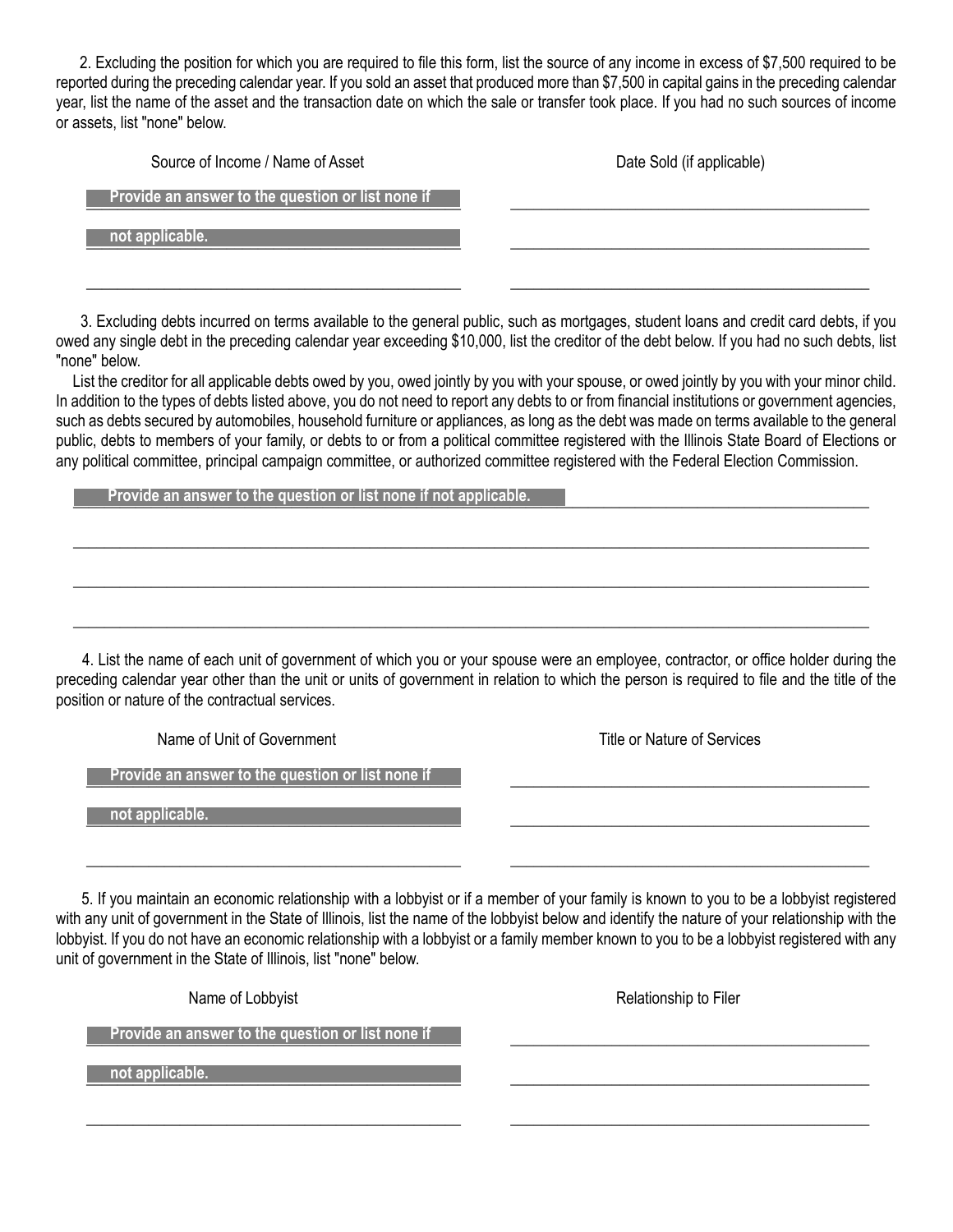2. Excluding the position for which you are required to file this form, list the source of any income in excess of $7,500 required to be reported during the preceding calendar year. If you sold an asset that produced more than $7,500 in capital gains in the preceding calendar year, list the name of the asset and the transaction date on which the sale or transfer took place. If you had no such sources of income or assets, list "none" below.

| Source of Income / Name of Asset | Date Sold (if applicable) |
| --- | --- |
| Provide an answer to the question or list none if not applicable. | |
| | |
| | |

3. Excluding debts incurred on terms available to the general public, such as mortgages, student loans and credit card debts, if you owed any single debt in the preceding calendar year exceeding $10,000, list the creditor of the debt below. If you had no such debts, list "none" below.

List the creditor for all applicable debts owed by you, owed jointly by you with your spouse, or owed jointly by you with your minor child. In addition to the types of debts listed above, you do not need to report any debts to or from financial institutions or government agencies, such as debts secured by automobiles, household furniture or appliances, as long as the debt was made on terms available to the general public, debts to members of your family, or debts to or from a political committee registered with the Illinois State Board of Elections or any political committee, principal campaign committee, or authorized committee registered with the Federal Election Commission.

Provide an answer to the question or list none if not applicable.

4. List the name of each unit of government of which you or your spouse were an employee, contractor, or office holder during the preceding calendar year other than the unit or units of government in relation to which the person is required to file and the title of the position or nature of the contractual services.

| Name of Unit of Government | Title or Nature of Services |
| --- | --- |
| Provide an answer to the question or list none if not applicable. | |
| | |
| | |

5. If you maintain an economic relationship with a lobbyist or if a member of your family is known to you to be a lobbyist registered with any unit of government in the State of Illinois, list the name of the lobbyist below and identify the nature of your relationship with the lobbyist. If you do not have an economic relationship with a lobbyist or a family member known to you to be a lobbyist registered with any unit of government in the State of Illinois, list "none" below.

| Name of Lobbyist | Relationship to Filer |
| --- | --- |
| Provide an answer to the question or list none if not applicable. | |
| | |
| | |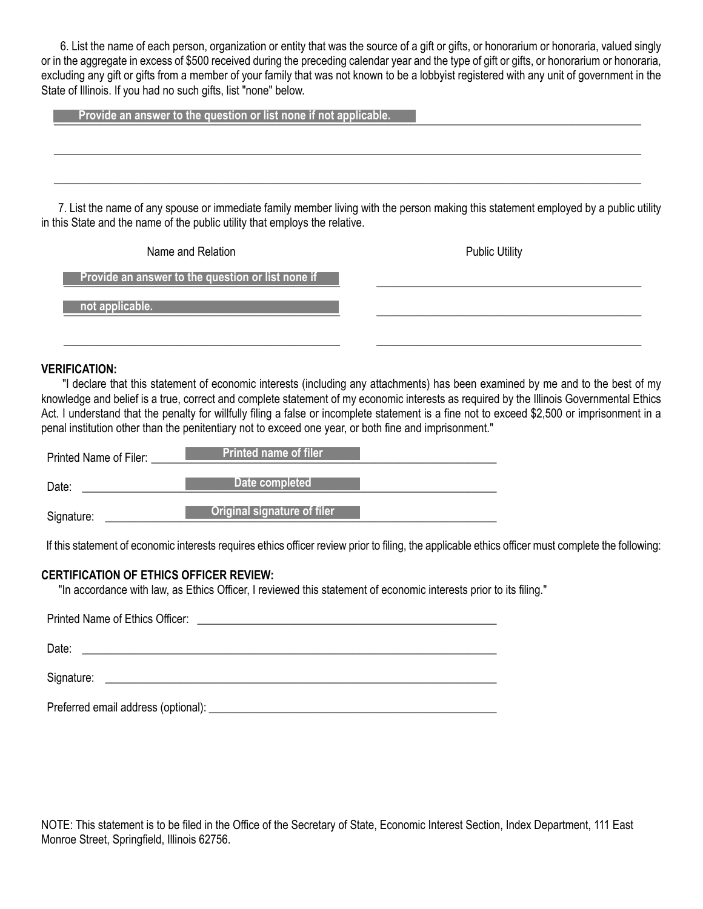6. List the name of each person, organization or entity that was the source of a gift or gifts, or honorarium or honoraria, valued singly or in the aggregate in excess of $500 received during the preceding calendar year and the type of gift or gifts, or honorarium or honoraria, excluding any gift or gifts from a member of your family that was not known to be a lobbyist registered with any unit of government in the State of Illinois. If you had no such gifts, list "none" below.

Provide an answer to the question or list none if not applicable.

_______________________________________________

_______________________________________________

7. List the name of any spouse or immediate family member living with the person making this statement employed by a public utility in this State and the name of the public utility that employs the relative.

| Name and Relation | Public Utility |
| --- | --- |
| Provide an answer to the question or list none if | |
| not applicable. | |
| | |

**VERIFICATION:**

"I declare that this statement of economic interests (including any attachments) has been examined by me and to the best of my knowledge and belief is a true, correct and complete statement of my economic interests as required by the Illinois Governmental Ethics Act. I understand that the penalty for willfully filing a false or incomplete statement is a fine not to exceed $2,500 or imprisonment in a penal institution other than the penitentiary not to exceed one year, or both fine and imprisonment."

Printed Name of Filer: Printed name of filer

Date: Date completed

Signature: Original signature of filer

If this statement of economic interests requires ethics officer review prior to filing, the applicable ethics officer must complete the following:

**CERTIFICATION OF ETHICS OFFICER REVIEW:**

"In accordance with law, as Ethics Officer, I reviewed this statement of economic interests prior to its filing."

Printed Name of Ethics Officer: _______________________

Date: _______________________

Signature: _______________________

Preferred email address (optional): _______________________

NOTE: This statement is to be filed in the Office of the Secretary of State, Economic Interest Section, Index Department, 111 East Monroe Street, Springfield, Illinois 62756.